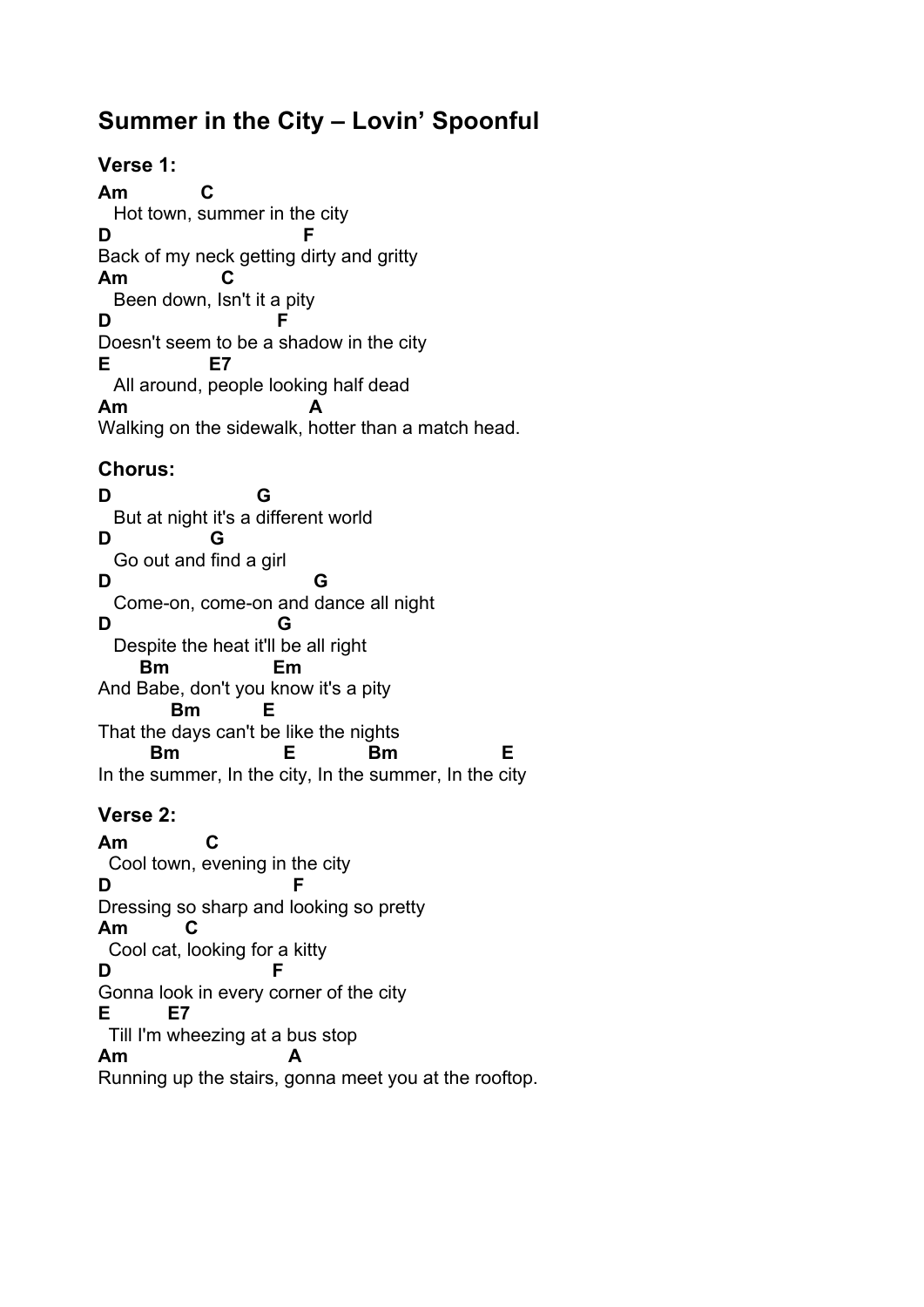## Summer in the City – Lovin' Spoonful

### Verse 1:

```
Am           C
  Hot town, summer in the city
D                          F
Back of my neck getting dirty and gritty
Am             C
  Been down, Isn't it a pity
D                        F
Doesn't seem to be a shadow in the city
E               E7
  All around, people looking half dead
Am                           A
Walking on the sidewalk, hotter than a match head.
```

### Chorus:

```
D                     G
  But at night it's a different world
D              G
  Go out and find a girl
D                            G
  Come-on, come-on and dance all night
D                         G
  Despite the heat it'll be all right
    Bm              Em
And Babe, don't you know it's a pity
         Bm          E
That the days can't be like the nights
       Bm              E          Bm              E
In the summer, In the city, In the summer, In the city
```

### Verse 2:

```
Am            C
  Cool town, evening in the city
D                         F
Dressing so sharp and looking so pretty
Am         C
  Cool cat, looking for a kitty
D                        F
Gonna look in every corner of the city
E        E7
  Till I'm wheezing at a bus stop
Am                          A
Running up the stairs, gonna meet you at the rooftop.
```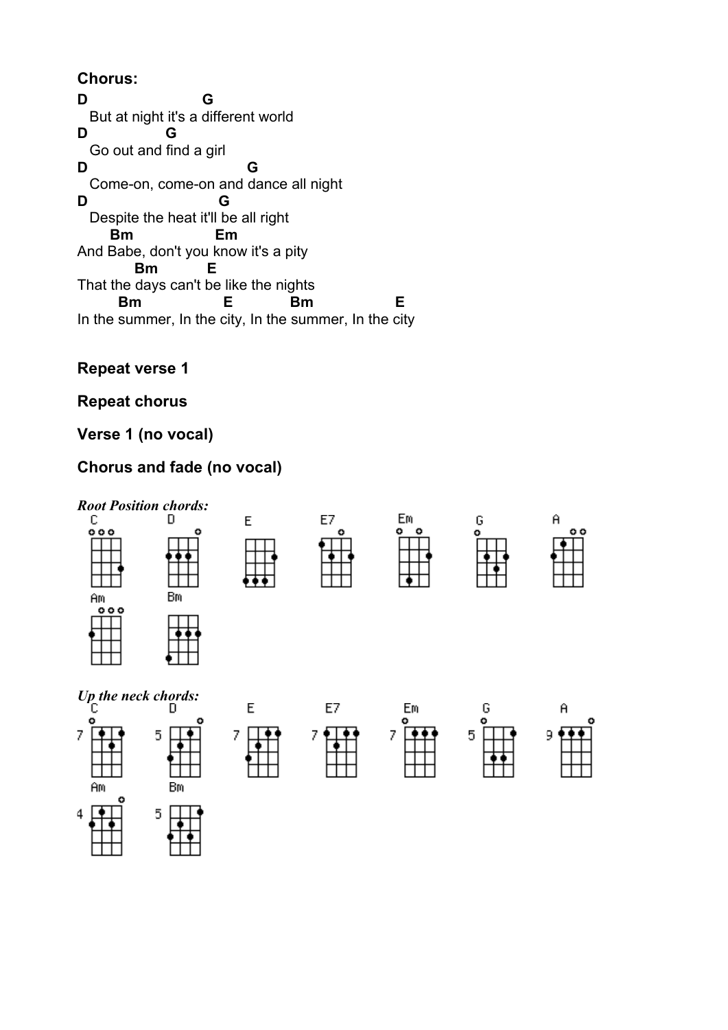**Chorus:**

```
D                    G
  But at night it's a different world
D             G
  Go out and find a girl
D                          G
  Come-on, come-on and dance all night
D                       G
  Despite the heat it'll be all right
      Bm              Em
And Babe, don't you know it's a pity
           Bm         E
That the days can't be like the nights
        Bm                E            Bm               E
In the summer, In the city, In the summer, In the city
```

**Repeat verse 1**

**Repeat chorus**

**Verse 1 (no vocal)**

**Chorus and fade (no vocal)**

***Root Position chords:***

C D E E7 Em G A

Am Bm

***Up the neck chords:***

C D E E7 Em G A

7 5 7 7 7 5 9

Am Bm

4 5